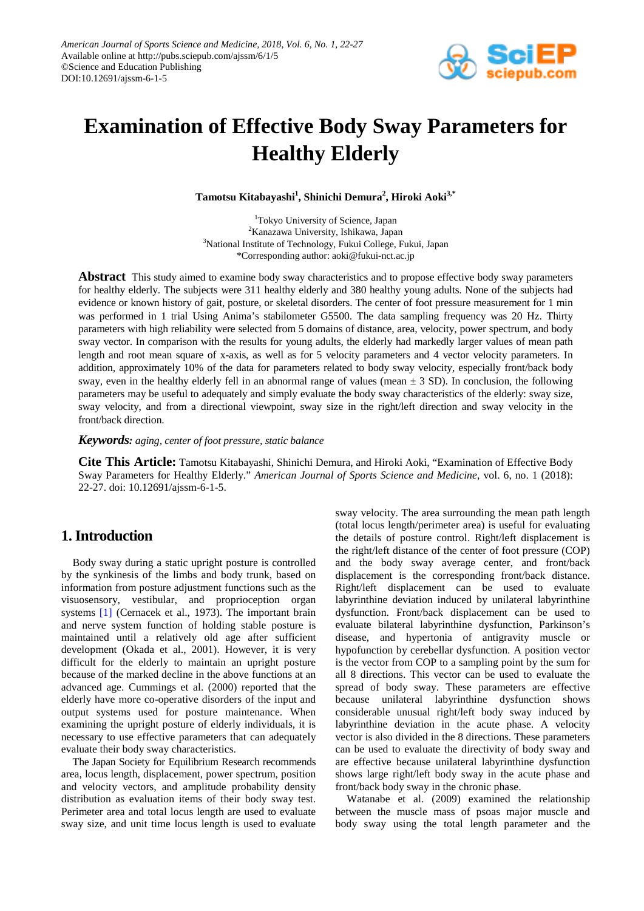# Examination of Effective Body Sway Parameters for Healthy Elderly

**Tamotsu Kitabayashi[1], Shinichi Demura[2], Hiroki Aoki[3,*]**

[1]Tokyo University of Science, Japan
[2]Kanazawa University, Ishikawa, Japan
[3]National Institute of Technology, Fukui College, Fukui, Japan
*Corresponding author: aoki@fukui-nct.ac.jp

**Abstract** This study aimed to examine body sway characteristics and to propose effective body sway parameters for healthy elderly. The subjects were 311 healthy elderly and 380 healthy young adults. None of the subjects had evidence or known history of gait, posture, or skeletal disorders. The center of foot pressure measurement for 1 min was performed in 1 trial Using Anima's stabilometer G5500. The data sampling frequency was 20 Hz. Thirty parameters with high reliability were selected from 5 domains of distance, area, velocity, power spectrum, and body sway vector. In comparison with the results for young adults, the elderly had markedly larger values of mean path length and root mean square of x-axis, as well as for 5 velocity parameters and 4 vector velocity parameters. In addition, approximately 10% of the data for parameters related to body sway velocity, especially front/back body sway, even in the healthy elderly fell in an abnormal range of values (mean ± 3 SD). In conclusion, the following parameters may be useful to adequately and simply evaluate the body sway characteristics of the elderly: sway size, sway velocity, and from a directional viewpoint, sway size in the right/left direction and sway velocity in the front/back direction.

***Keywords:*** *aging, center of foot pressure, static balance*

**Cite This Article:** Tamotsu Kitabayashi, Shinichi Demura, and Hiroki Aoki, "Examination of Effective Body Sway Parameters for Healthy Elderly." *American Journal of Sports Science and Medicine*, vol. 6, no. 1 (2018): 22-27. doi: 10.12691/ajssm-6-1-5.

## 1. Introduction

Body sway during a static upright posture is controlled by the synkinesis of the limbs and body trunk, based on information from posture adjustment functions such as the visuosensory, vestibular, and proprioception organ systems [1] (Cernacek et al., 1973). The important brain and nerve system function of holding stable posture is maintained until a relatively old age after sufficient development (Okada et al., 2001). However, it is very difficult for the elderly to maintain an upright posture because of the marked decline in the above functions at an advanced age. Cummings et al. (2000) reported that the elderly have more co-operative disorders of the input and output systems used for posture maintenance. When examining the upright posture of elderly individuals, it is necessary to use effective parameters that can adequately evaluate their body sway characteristics.

The Japan Society for Equilibrium Research recommends area, locus length, displacement, power spectrum, position and velocity vectors, and amplitude probability density distribution as evaluation items of their body sway test. Perimeter area and total locus length are used to evaluate sway size, and unit time locus length is used to evaluate sway velocity. The area surrounding the mean path length (total locus length/perimeter area) is useful for evaluating the details of posture control. Right/left displacement is the right/left distance of the center of foot pressure (COP) and the body sway average center, and front/back displacement is the corresponding front/back distance. Right/left displacement can be used to evaluate labyrinthine deviation induced by unilateral labyrinthine dysfunction. Front/back displacement can be used to evaluate bilateral labyrinthine dysfunction, Parkinson's disease, and hypertonia of antigravity muscle or hypofunction by cerebellar dysfunction. A position vector is the vector from COP to a sampling point by the sum for all 8 directions. This vector can be used to evaluate the spread of body sway. These parameters are effective because unilateral labyrinthine dysfunction shows considerable unusual right/left body sway induced by labyrinthine deviation in the acute phase. A velocity vector is also divided in the 8 directions. These parameters can be used to evaluate the directivity of body sway and are effective because unilateral labyrinthine dysfunction shows large right/left body sway in the acute phase and front/back body sway in the chronic phase.

Watanabe et al. (2009) examined the relationship between the muscle mass of psoas major muscle and body sway using the total length parameter and the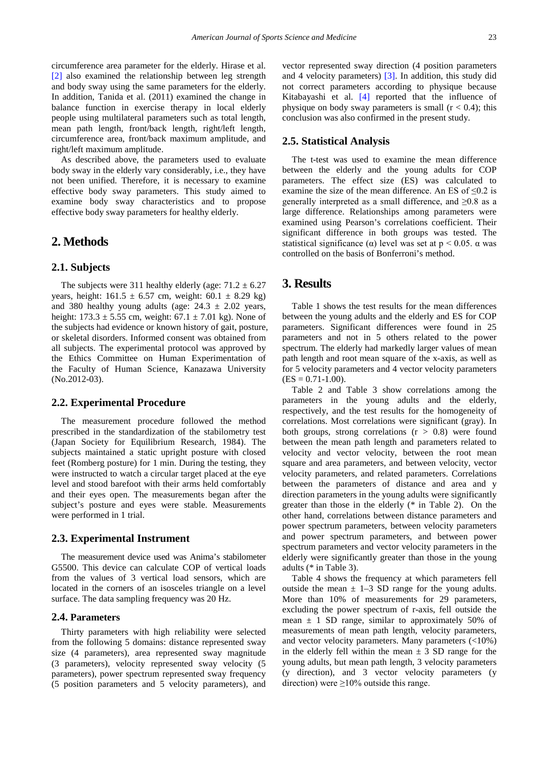circumference area parameter for the elderly. Hirase et al. [2] also examined the relationship between leg strength and body sway using the same parameters for the elderly. In addition, Tanida et al. (2011) examined the change in balance function in exercise therapy in local elderly people using multilateral parameters such as total length, mean path length, front/back length, right/left length, circumference area, front/back maximum amplitude, and right/left maximum amplitude.

As described above, the parameters used to evaluate body sway in the elderly vary considerably, i.e., they have not been unified. Therefore, it is necessary to examine effective body sway parameters. This study aimed to examine body sway characteristics and to propose effective body sway parameters for healthy elderly.

## 2. Methods

### 2.1. Subjects

The subjects were 311 healthy elderly (age: 71.2 ± 6.27 years, height: 161.5 ± 6.57 cm, weight: 60.1 ± 8.29 kg) and 380 healthy young adults (age: 24.3 ± 2.02 years, height: 173.3 ± 5.55 cm, weight: 67.1 ± 7.01 kg). None of the subjects had evidence or known history of gait, posture, or skeletal disorders. Informed consent was obtained from all subjects. The experimental protocol was approved by the Ethics Committee on Human Experimentation of the Faculty of Human Science, Kanazawa University (No.2012-03).

### 2.2. Experimental Procedure

The measurement procedure followed the method prescribed in the standardization of the stabilometry test (Japan Society for Equilibrium Research, 1984). The subjects maintained a static upright posture with closed feet (Romberg posture) for 1 min. During the testing, they were instructed to watch a circular target placed at the eye level and stood barefoot with their arms held comfortably and their eyes open. The measurements began after the subject's posture and eyes were stable. Measurements were performed in 1 trial.

### 2.3. Experimental Instrument

The measurement device used was Anima's stabilometer G5500. This device can calculate COP of vertical loads from the values of 3 vertical load sensors, which are located in the corners of an isosceles triangle on a level surface. The data sampling frequency was 20 Hz.

### 2.4. Parameters

Thirty parameters with high reliability were selected from the following 5 domains: distance represented sway size (4 parameters), area represented sway magnitude (3 parameters), velocity represented sway velocity (5 parameters), power spectrum represented sway frequency (5 position parameters and 5 velocity parameters), and vector represented sway direction (4 position parameters and 4 velocity parameters) [3]. In addition, this study did not correct parameters according to physique because Kitabayashi et al. [4] reported that the influence of physique on body sway parameters is small ($r < 0.4$); this conclusion was also confirmed in the present study.

### 2.5. Statistical Analysis

The t-test was used to examine the mean difference between the elderly and the young adults for COP parameters. The effect size (ES) was calculated to examine the size of the mean difference. An ES of ≤0.2 is generally interpreted as a small difference, and ≥0.8 as a large difference. Relationships among parameters were examined using Pearson's correlations coefficient. Their significant difference in both groups was tested. The statistical significance (α) level was set at $p < 0.05$. α was controlled on the basis of Bonferroni's method.

## 3. Results

Table 1 shows the test results for the mean differences between the young adults and the elderly and ES for COP parameters. Significant differences were found in 25 parameters and not in 5 others related to the power spectrum. The elderly had markedly larger values of mean path length and root mean square of the x-axis, as well as for 5 velocity parameters and 4 vector velocity parameters (ES = 0.71-1.00).

Table 2 and Table 3 show correlations among the parameters in the young adults and the elderly, respectively, and the test results for the homogeneity of correlations. Most correlations were significant (gray). In both groups, strong correlations ($r > 0.8$) were found between the mean path length and parameters related to velocity and vector velocity, between the root mean square and area parameters, and between velocity, vector velocity parameters, and related parameters. Correlations between the parameters of distance and area and y direction parameters in the young adults were significantly greater than those in the elderly (* in Table 2). On the other hand, correlations between distance parameters and power spectrum parameters, between velocity parameters and power spectrum parameters, and between power spectrum parameters and vector velocity parameters in the elderly were significantly greater than those in the young adults (* in Table 3).

Table 4 shows the frequency at which parameters fell outside the mean ± 1–3 SD range for the young adults. More than 10% of measurements for 29 parameters, excluding the power spectrum of r-axis, fell outside the mean ± 1 SD range, similar to approximately 50% of measurements of mean path length, velocity parameters, and vector velocity parameters. Many parameters (<10%) in the elderly fell within the mean ± 3 SD range for the young adults, but mean path length, 3 velocity parameters (y direction), and 3 vector velocity parameters (y direction) were ≥10% outside this range.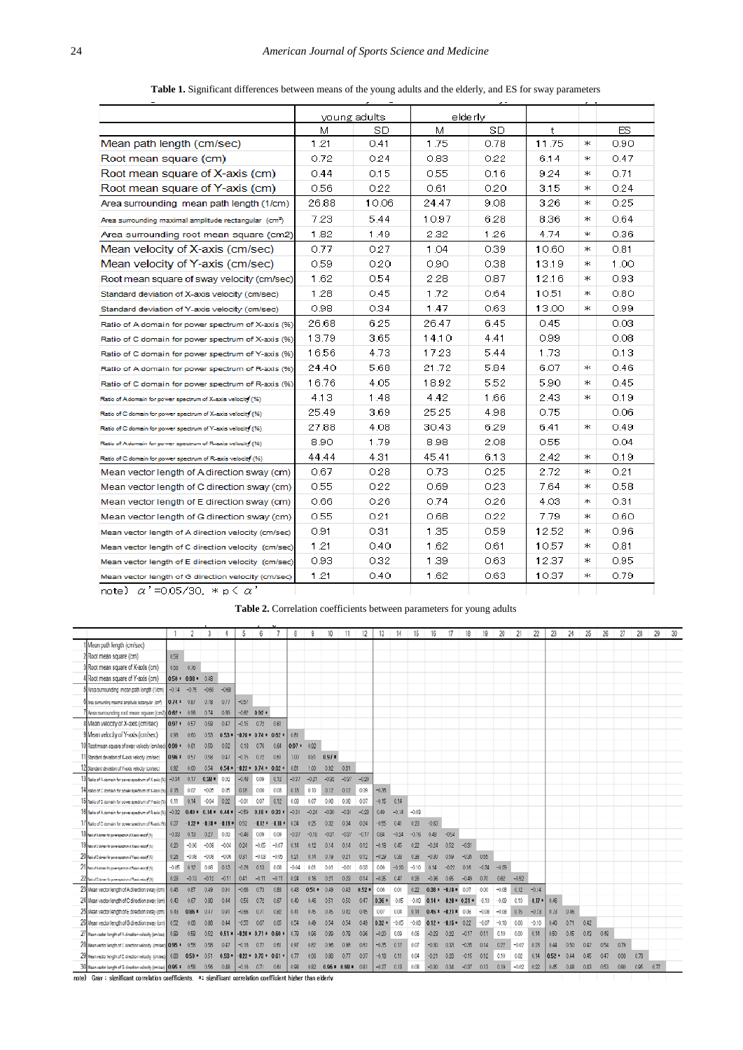**Table 1.** Significant differences between means of the young adults and the elderly, and ES for sway parameters

| | young adults | | elderly | | | | |
|---|---|---|---|---|---|---|---|
| | M | SD | M | SD | t | | ES |
| Mean path length (cm/sec) | 1.21 | 0.41 | 1.75 | 0.78 | 11.75 | * | 0.90 |
| Root mean square (cm) | 0.72 | 0.24 | 0.83 | 0.22 | 6.14 | * | 0.47 |
| Root mean square of X-axis (cm) | 0.44 | 0.15 | 0.55 | 0.16 | 9.24 | * | 0.71 |
| Root mean square of Y-axis (cm) | 0.56 | 0.22 | 0.61 | 0.20 | 3.15 | * | 0.24 |
| Area surrounding mean path length (1/cm) | 26.88 | 10.06 | 24.47 | 9.08 | 3.26 | * | 0.25 |
| Area surrounding maximal amplitude rectangular ($cm^2$) | 7.23 | 5.44 | 10.97 | 6.28 | 8.36 | * | 0.64 |
| Area surrounding root mean square (cm2) | 1.82 | 1.49 | 2.32 | 1.26 | 4.74 | * | 0.36 |
| Mean velocity of X-axis (cm/sec) | 0.77 | 0.27 | 1.04 | 0.39 | 10.60 | * | 0.81 |
| Mean velocity of Y-axis (cm/sec) | 0.59 | 0.20 | 0.90 | 0.38 | 13.19 | * | 1.00 |
| Root mean square of sway velocity (cm/sec) | 1.62 | 0.54 | 2.28 | 0.87 | 12.16 | * | 0.93 |
| Standard deviation of X-axis velocity (cm/sec) | 1.28 | 0.45 | 1.72 | 0.64 | 10.51 | * | 0.80 |
| Standard deviation of Y-axis velocity (cm/sec) | 0.98 | 0.34 | 1.47 | 0.63 | 13.00 | * | 0.99 |
| Ratio of A domain for power spectrum of X-axis (%) | 26.68 | 6.25 | 26.47 | 6.45 | 0.45 | | 0.03 |
| Ratio of C domain for power spectrum of X-axis (%) | 13.79 | 3.65 | 14.10 | 4.41 | 0.99 | | 0.08 |
| Ratio of C domain for power spectrum of Y-axis (%) | 16.56 | 4.73 | 17.23 | 5.44 | 1.73 | | 0.13 |
| Ratio of A domain for power spectrum of R-axis (%) | 24.40 | 5.68 | 21.72 | 5.84 | 6.07 | * | 0.46 |
| Ratio of C domain for power spectrum of R-axis (%) | 16.76 | 4.05 | 18.92 | 5.52 | 5.90 | * | 0.45 |
| Ratio of A domain for power spectrum of X-axis velocity (%) | 4.13 | 1.48 | 4.42 | 1.66 | 2.43 | * | 0.19 |
| Ratio of C domain for power spectrum of X-axis velocity (%) | 25.49 | 3.69 | 25.25 | 4.98 | 0.75 | | 0.06 |
| Ratio of C domain for power spectrum of Y-axis velocity (%) | 27.88 | 4.08 | 30.43 | 6.29 | 6.41 | * | 0.49 |
| Ratio of A domain for power spectrum of R-axis velocity (%) | 8.90 | 1.79 | 8.98 | 2.08 | 0.55 | | 0.04 |
| Ratio of C domain for power spectrum of R-axis velocity (%) | 44.44 | 4.31 | 45.41 | 6.13 | 2.42 | * | 0.19 |
| Mean vector length of A direction sway (cm) | 0.67 | 0.28 | 0.73 | 0.25 | 2.72 | * | 0.21 |
| Mean vector length of C direction sway (cm) | 0.55 | 0.22 | 0.69 | 0.23 | 7.64 | * | 0.58 |
| Mean vector length of E direction sway (cm) | 0.66 | 0.26 | 0.74 | 0.26 | 4.03 | * | 0.31 |
| Mean vector length of G direction sway (cm) | 0.55 | 0.21 | 0.68 | 0.22 | 7.79 | * | 0.60 |
| Mean vector length of A direction velocity (cm/sec) | 0.91 | 0.31 | 1.35 | 0.59 | 12.52 | * | 0.96 |
| Mean vector length of C direction velocity (cm/sec) | 1.21 | 0.40 | 1.62 | 0.61 | 10.57 | * | 0.81 |
| Mean vector length of E direction velocity (cm/sec) | 0.93 | 0.32 | 1.39 | 0.63 | 12.37 | * | 0.95 |
| Mean vector length of G direction velocity (cm/sec) | 1.21 | 0.40 | 1.62 | 0.63 | 10.37 | * | 0.79 |

note) $\alpha' = 0.05/30$, * $p < \alpha'$

**Table 2.** Correlation coefficients between parameters for young adults

| | 1 | 2 | 3 | 4 | 5 | 6 | 7 | 8 | 9 | 10 | 11 | 12 | 13 | 14 | 15 | 16 | 17 | 18 | 19 | 20 | 21 | 22 | 23 | 24 | 25 | 26 | 27 | 28 | 29 | 30 |
|---|---|---|---|---|---|---|---|---|---|---|---|---|---|---|---|---|---|---|---|---|---|---|---|---|---|---|---|---|---|---|
| 1 Mean path length (cm/sec) | | | | | | | | | | | | | | | | | | | | | | | | | | | | | | |
| 2 Root mean square (cm) | 0.58 | | | | | | | | | | | | | | | | | | | | | | | | | | | | | |
| 3 Root mean square of X-axis (cm) | 0.55 | 0.78 | | | | | | | | | | | | | | | | | | | | | | | | | | | | |
| 4 Root mean square of Y-axis (cm) | 0.50* | 0.98* | 0.48 | | | | | | | | | | | | | | | | | | | | | | | | | | | |
| 5 Area surrounding mean path length (1/cm) | -0.14 | -0.75 | -0.60 | -0.68 | | | | | | | | | | | | | | | | | | | | | | | | | | |
| 6 Area surrounding maximal amplitude rectangular ($cm^2$) | 0.74* | 0.87 | 0.78 | 0.77 | -0.57 | | | | | | | | | | | | | | | | | | | | | | | | | |
| 7 Area surrounding root mean square (cm2) | 0.62* | 0.98 | 0.74 | 0.99 | -0.62 | 0.92* | | | | | | | | | | | | | | | | | | | | | | | | |
| 8 Mean velocity of X-axis (cm/sec) | 0.97* | 0.57 | 0.58 | 0.47 | -0.15 | 0.72 | 0.61 | | | | | | | | | | | | | | | | | | | | | | | |
| 9 Mean velocity of Y-axis (cm/sec) | 0.93 | 0.60 | 0.53 | 0.53* | -0.20* | 0.74* | 0.62* | 0.81 | | | | | | | | | | | | | | | | | | | | | | |
| 10 Root mean square of sway velocity (cm/sec) | 0.99* | 0.61 | 0.59 | 0.52 | 0.10 | 0.76 | 0.64 | 0.97* | 0.92 | | | | | | | | | | | | | | | | | | | | | |
| 11 Standard deviation of X-axis velocity (cm/sec) | 0.96* | 0.57 | 0.58 | 0.47 | -0.15 | 0.72 | 0.61 | 1.00 | 0.81 | 0.97* | | | | | | | | | | | | | | | | | | | | |
| 12 Standard deviation of Y-axis velocity (cm/sec) | 0.92 | 0.60 | 0.54 | 0.54* | -0.22* | 0.74* | 0.62* | 0.81 | 1.00 | 0.92 | 0.81 | | | | | | | | | | | | | | | | | | | |
| 13 Ratio of A domain for power spectrum of X-axis (%) | -0.34 | 0.17 | 0.38* | 0.02 | -0.48 | 0.09 | 0.12 | -0.37 | -0.21 | -0.32 | -0.37 | -0.20 | | | | | | | | | | | | | | | | | | |
| 14 Ratio of C domain for power spectrum of X-axis (%) | 0.15 | 0.02 | -0.05 | 0.05 | 0.18 | 0.00 | 0.03 | 0.13 | 0.10 | 0.12 | 0.12 | 0.09 | -0.26 | | | | | | | | | | | | | | | | | |
| 15 Ratio of C domain for power spectrum of Y-axis (%) | 0.11 | 0.14 | -0.04 | 0.22 | -0.01 | 0.07 | 0.12 | 0.03 | 0.07 | 0.08 | 0.03 | 0.07 | -0.15 | 0.14 | | | | | | | | | | | | | | | | |
| 16 Ratio of A domain for power spectrum of R-axis (%) | -0.32 | 0.40* | 0.14* | 0.44* | -0.59 | 0.18* | 0.33* | -0.31 | -0.24 | -0.30 | -0.31 | -0.23 | 0.49 | -0.14 | -0.03 | | | | | | | | | | | | | | | |
| 17 Ratio of C domain for power spectrum of R-axis (%) | 0.37 | -0.22* | -0.10* | 0.19* | 0.52 | 0.12* | 0.10* | 0.34 | 0.25 | 0.32 | 0.34 | 0.24 | -0.55 | 0.41 | 0.23 | -0.53 | | | | | | | | | | | | | | |
| 18 Ratio of A domain for power spectrum of X-axis velocity (%) | -0.33 | 0.13 | 0.27 | 0.03 | -0.46 | 0.09 | 0.09 | -0.37 | -0.18 | -0.31 | -0.37 | -0.17 | 0.84 | -0.24 | -0.16 | 0.43 | -0.54 | | | | | | | | | | | | | |
| 19 Ratio of C domain for power spectrum of X-axis velocity (%) | 0.20 | -0.06 | -0.08 | -0.04 | 0.24 | -0.05 | -0.07 | 0.14 | 0.12 | 0.14 | 0.14 | 0.12 | -0.18 | 0.45 | 0.22 | -0.24 | 0.52 | -0.31 | | | | | | | | | | | | |
| 20 Ratio of C domain for power spectrum of Y-axis velocity (%) | 0.26 | -0.08 | -0.08 | -0.06 | 0.31 | -0.03 | -0.05 | 0.21 | 0.14 | 0.19 | 0.21 | 0.12 | -0.29 | 0.39 | 0.38 | -0.30 | 0.59 | -0.36 | 0.55 | | | | | | | | | | | |
| 21 Ratio of A domain for power spectrum of R-axis velocity (%) | -0.05 | 0.12 | 0.08 | 0.13 | -0.28 | 0.13 | 0.08 | -0.04 | 0.01 | 0.01 | -0.01 | 0.03 | 0.09 | -0.20 | -0.10 | 0.14 | -0.22 | 0.16 | -0.24 | -0.29 | | | | | | | | | | |
| 22 Ratio of C domain for power spectrum of R-axis velocity (%) | 0.23 | -0.13 | -0.12 | -0.11 | 0.41 | -0.11 | -0.11 | 0.24 | 0.16 | 0.21 | 0.23 | 0.14 | -0.35 | 0.47 | 0.26 | -0.36 | 0.65 | -0.49 | 0.70 | 0.62 | -0.52 | | | | | | | | | |
| 23 Mean vector length of A direction sway (cm) | 0.40 | 0.87 | 0.49 | 0.91 | -0.60 | 0.73 | 0.83 | 0.43 | 0.51* | 0.49 | 0.43 | 0.52* | 0.06 | 0.01 | 0.22 | 0.38* | -0.18* | 0.07 | 0.00 | -0.08 | 0.12 | -0.14 | | | | | | | | |
| 24 Mean vector length of C direction sway (cm) | 0.40 | 0.67 | 0.00 | 0.44 | -0.58 | 0.72 | 0.67 | 0.40 | 0.46 | 0.51 | 0.50 | 0.47 | 0.36* | -0.05 | -0.10 | 0.14* | 0.20* | 0.51* | -0.10 | -0.03 | 0.10 | 0.17* | 0.46 | | | | | | | |
| 25 Mean vector length of E direction sway (cm) | 0.43 | 0.85* | 0.47 | 0.91 | -0.66 | 0.71 | 0.82 | 0.41 | 0.45 | 0.45 | 0.42 | 0.45 | 0.07 | 0.01 | 0.11 | 0.45* | -0.21* | 0.08 | -0.08 | -0.08 | 0.15 | -0.13 | 0.73 | 0.06 | | | | | | |
| 26 Mean vector length of G direction sway (cm) | 0.52 | 0.03 | 0.80 | 0.44 | -0.50 | 0.67 | 0.05 | 0.54 | 0.49 | 0.54 | 0.54 | 0.49 | 0.32* | -0.05 | -0.03 | 0.12* | -0.15* | 0.22 | -0.07 | -0.10 | 0.00 | -0.10 | 0.40 | 0.71 | 0.42 | | | | | |
| 27 Mean vector length of A direction velocity (cm/sec) | 0.59 | 0.53 | 0.52 | 0.51* | -0.20* | 0.71* | 0.60* | 0.79 | 0.98 | 0.89 | 0.79 | 0.96 | -0.20 | 0.09 | 0.05 | -0.23 | 0.22 | -0.17 | 0.11 | 0.10 | 0.00 | 0.11 | 0.50 | 0.45 | 0.13 | 0.48 | | | | |
| 28 Mean vector length of C direction velocity (cm/sec) | 0.95* | 0.58 | 0.58 | 0.47 | -0.18 | 0.72 | 0.61 | 0.97 | 0.82 | 0.96 | 0.96 | 0.81 | -0.35 | 0.12 | 0.07 | -0.30 | 0.33 | -0.35 | 0.14 | 0.22 | -0.02 | 0.23 | 0.44 | 0.50 | 0.42 | 0.54 | 0.79 | | | |
| 29 Mean vector length of E direction velocity (cm/sec) | 0.83 | 0.50* | 0.51 | 0.53* | -0.22* | 0.73* | 0.61* | 0.77 | 0.98 | 0.88 | 0.77 | 0.97 | -0.18 | 0.11 | 0.04 | -0.21 | 0.23 | -0.15 | 0.12 | 0.10 | 0.02 | 0.14 | 0.52* | 0.44 | 0.45 | 0.47 | 0.98 | 0.78 | | |
| 30 Mean vector length of G direction velocity (cm/sec) | 0.95* | 0.58 | 0.56 | 0.48 | -0.16 | 0.71 | 0.61 | 0.98 | 0.82 | 0.96* | 0.98* | 0.81 | -0.37 | 0.13 | 0.08 | -0.30 | 0.34 | -0.37 | 0.13 | 0.19 | -0.02 | 0.22 | 0.45 | 0.48 | 0.43 | 0.53 | 0.80 | 0.95 | 0.77 | |

note) Gray : significant correlation coefficients, *: significant correlation coefficient higher than elderly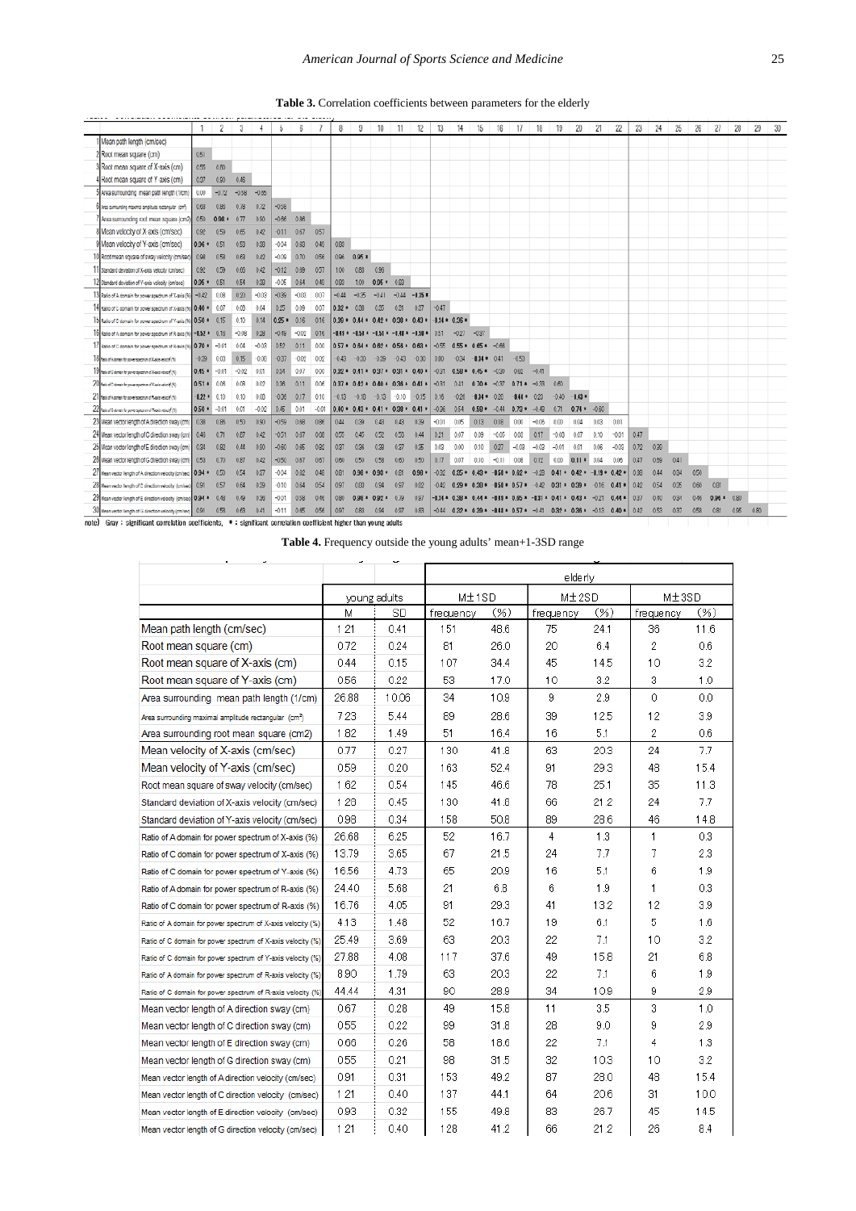**Table 3.** Correlation coefficients between parameters for the elderly

| | | 1 | 2 | 3 | 4 | 5 | 6 | 7 | 8 | 9 | 10 | 11 | 12 | 13 | 14 | 15 | 16 | 17 | 18 | 19 | 20 | 21 | 22 | 23 | 24 | 25 | 26 | 27 | 28 | 29 | 30 |
|---|---|---|---|---|---|---|---|---|---|---|---|---|---|---|---|---|---|---|---|---|---|---|---|---|---|---|---|---|---|---|---|
| 1 | Mean path length (cm/sec) | | | | | | | | | | | | | | | | | | | | | | | | | | | | | | |
| 2 | Root mean square (cm) | 0.51 | | | | | | | | | | | | | | | | | | | | | | | | | | | | | |
| 3 | Root mean square of X-axis (cm) | 0.55 | 0.80 | | | | | | | | | | | | | | | | | | | | | | | | | | | | |
| 4 | Root mean square of Y-axis (cm) | 0.27 | 0.90 | 0.46 | | | | | | | | | | | | | | | | | | | | | | | | | | | |
| 5 | Area surrounding mean path length (1/cm) | 0.09 | -0.72 | -0.58 | -0.65 | | | | | | | | | | | | | | | | | | | | | | | | | | |
| 6 | Area surrounding maximal amplitude rectangular (cm²) | 0.68 | 0.89 | 0.78 | 0.72 | -0.58 | | | | | | | | | | | | | | | | | | | | | | | | | |
| 7 | Area surrounding root mean square (cm2) | 0.53 | 0.98 * | 0.77 | 0.90 | -0.66 | 0.86 | | | | | | | | | | | | | | | | | | | | | | | | |
| 8 | Mean velocity of X-axis (cm/sec) | 0.92 | 0.59 | 0.65 | 0.42 | -0.11 | 0.67 | 0.57 | | | | | | | | | | | | | | | | | | | | | | | |
| 9 | Mean velocity of Y-axis (cm/sec) | 0.96 * | 0.51 | 0.53 | 0.33 | -0.04 | 0.63 | 0.40 | 0.80 | | | | | | | | | | | | | | | | | | | | | | |
| 10 | Root mean square of sway velocity (cm/sec) | 0.98 | 0.58 | 0.63 | 0.42 | -0.09 | 0.70 | 0.56 | 0.96 | 0.95 * | | | | | | | | | | | | | | | | | | | | | |
| 11 | Standard deviation of X-axis velocity (cm/sec) | 0.92 | 0.59 | 0.60 | 0.42 | -0.12 | 0.69 | 0.57 | 1.00 | 0.80 | 0.96 | | | | | | | | | | | | | | | | | | | | |
| 12 | Standard deviation of Y-axis velocity (cm/sec) | 0.95 * | 0.51 | 0.54 | 0.33 | -0.05 | 0.64 | 0.40 | 0.80 | 1.00 | 0.95 * | 0.83 | | | | | | | | | | | | | | | | | | | |
| 13 | Ratio of A domain for power spectrum of X-axis (%) | -0.42 | 0.08 | 0.20 | -0.03 | -0.39 | -0.03 | 0.07 | -0.44 | -0.35 | -0.41 | -0.44 | -0.35 * | | | | | | | | | | | | | | | | | | |
| 14 | Ratio of C domain for power spectrum of X-axis (%) | 0.46 * | 0.07 | 0.03 | 0.04 | 0.25 | 0.09 | 0.07 | 0.32 * | 0.38 | 0.35 | 0.31 | 0.37 | -0.47 | | | | | | | | | | | | | | | | | |
| 15 | Ratio of C domain for power spectrum of Y-axis (%) | 0.56 * | 0.15 | 0.10 | 0.14 | 0.25 * | 0.16 | 0.16 | 0.39 * | 0.64 * | 0.42 * | 0.38 * | 0.43 * | 0.14 * | 0.35 * | | | | | | | | | | | | | | | | |
| 16 | Ratio of A domain for power spectrum of R-axis (%) | -0.52 * | 0.16 | -0.08 | 0.28 | -0.49 | -0.02 | 0.16 | -0.41 * | -0.54 * | -0.51 * | -0.40 * | -0.50 * | 0.51 | -0.27 | -0.37 | | | | | | | | | | | | | | | |
| 17 | Ratio of C domain for power spectrum of R-axis (%) | 0.70 * | -0.01 | 0.04 | -0.03 | 0.52 | 0.11 | 0.00 | 0.57 * | 0.64 * | 0.60 * | 0.56 * | 0.63 * | -0.55 | 0.55 * | 0.65 * | -0.66 | | | | | | | | | | | | | | |
| 18 | Ratio of A domain for power spectrum of X-axis velocity (%) | -0.39 | 0.03 | 0.15 | 0.00 | -0.37 | -0.02 | 0.02 | -0.43 | -0.30 | -0.39 | -0.43 | -0.30 | 0.80 | -0.34 | -0.34 * | 0.41 | -0.53 | | | | | | | | | | | | | |
| 19 | Ratio of C domain for power spectrum of X-axis velocity (%) | 0.45 * | -0.01 | -0.02 | 0.01 | 0.34 | 0.07 | 0.00 | 0.32 * | 0.41 * | 0.37 * | 0.31 * | 0.40 * | -0.21 | 0.59 * | 0.45 * | -0.30 | 0.62 | -0.41 | | | | | | | | | | | | |
| 20 | Ratio of C domain for power spectrum of Y-axis velocity (%) | 0.51 * | 0.06 | 0.05 | 0.02 | 0.36 | 0.11 | 0.06 | 0.37 * | 0.42 * | 0.40 * | 0.36 * | 0.41 * | -0.31 | 0.41 | 0.70 * | -0.37 | 0.71 * | -0.33 | 0.60 | | | | | | | | | | | |
| 21 | Ratio of A domain for power spectrum of R-axis velocity (%) | 0.22 * | 0.10 | 0.10 | 0.03 | -0.06 | 0.17 | 0.10 | -0.13 | -0.13 | -0.13 | 0.10 | -0.15 | 0.16 | -0.26 | -0.34 * | 0.20 | 0.41 * | 0.20 | -0.40 | -0.43 * | | | | | | | | | | |
| 22 | Ratio of C domain for power spectrum of R-axis velocity (%) | 0.50 * | -0.01 | 0.01 | -0.02 | 0.45 | 0.01 | -0.01 | 0.40 * | 0.43 * | 0.41 * | 0.39 * | 0.41 * | -0.36 | 0.54 | 0.50 * | -0.41 | 0.70 * | -0.40 | 0.71 | 0.74 * | -0.60 | | | | | | | | | |
| 23 | Mean vector length of A direction sway (cm) | 0.38 | 0.85 | 0.50 | 0.90 | -0.59 | 0.68 | 0.86 | 0.44 | 0.39 | 0.43 | 0.43 | 0.39 | -0.01 | 0.05 | 0.13 | 0.18 | 0.00 | -0.05 | 0.00 | 0.04 | 0.03 | 0.01 | | | | | | | | |
| 24 | Mean vector length of C direction sway (cm) | 0.40 | 0.71 | 0.87 | 0.42 | -0.51 | 0.77 | 0.68 | 0.57 | 0.45 | 0.52 | 0.53 | 0.44 | 0.21 | 0.07 | 0.09 | -0.05 | 0.00 | 0.17 | -0.03 | 0.07 | 0.10 | -0.01 | 0.47 | | | | | | | |
| 25 | Mean vector length of E direction sway (cm) | 0.34 | 0.82 | 0.44 | 0.90 | -0.60 | 0.65 | 0.82 | 0.37 | 0.36 | 0.38 | 0.37 | 0.35 | 0.03 | 0.00 | 0.10 | 0.27 | -0.03 | -0.03 | -0.01 | 0.01 | 0.06 | -0.02 | 0.72 | 0.30 | | | | | | |
| 26 | Mean vector length of G direction sway (cm) | 0.53 | 0.70 | 0.87 | 0.42 | -0.50 | 0.67 | 0.67 | 0.60 | 0.50 | 0.58 | 0.60 | 0.50 | 0.17 | 0.07 | 0.10 | -0.11 | 0.08 | 0.12 | 0.03 | 0.11 * | 0.04 | 0.06 | 0.47 | 0.69 | 0.41 | | | | | |
| 27 | Mean vector length of A direction velocity (cm/sec) | 0.94 * | 0.50 | 0.54 | 0.27 | -0.04 | 0.62 | 0.48 | 0.81 | 0.96 * | 0.90 * | 0.81 | 0.98 * | -0.32 | 0.35 * | 0.43 * | -0.50 * | 0.62 * | -0.23 | 0.41 * | 0.42 * | -0.19 * | 0.42 * | 0.30 | 0.44 | 0.34 | 0.50 | | | | |
| 28 | Mean vector length of C direction velocity (cm/sec) | 0.91 | 0.57 | 0.64 | 0.39 | -0.10 | 0.64 | 0.54 | 0.97 | 0.83 | 0.94 | 0.97 | 0.82 | -0.42 | 0.29 * | 0.30 * | 0.51 * | 0.57 * | -0.42 | 0.31 * | 0.39 * | 0.16 | 0.41 * | 0.42 | 0.54 | 0.35 | 0.60 | 0.81 | | | |
| 29 | Mean vector length of E direction velocity (cm/sec) | 0.94 * | 0.48 | 0.49 | 0.36 | -0.01 | 0.58 | 0.41 | 0.80 | 0.98 * | 0.92 * | 0.79 | 0.97 | -0.34 * | 0.38 * | 0.44 * | -0.49 * | 0.65 * | -0.31 * | 0.41 * | 0.43 * | -0.21 | 0.44 * | 0.37 | 0.40 | 0.34 | 0.46 | 0.96 * | 0.80 | | |
| 30 | Mean vector length of G direction velocity (cm/sec) | 0.90 | 0.58 | 0.63 | 0.41 | -0.11 | 0.65 | 0.56 | 0.97 | 0.83 | 0.94 | 0.97 | 0.83 | -0.44 | 0.32 * | 0.39 * | -0.48 * | 0.57 * | -0.41 | 0.32 * | 0.36 * | -0.13 | 0.40 * | 0.42 | 0.53 | 0.37 | 0.58 | 0.81 | 0.95 | 0.80 | |

note) Gray : significant correlation coefficients, * : significant correlation coefficient higher than young adults

**Table 4.** Frequency outside the young adults' mean+1-3SD range

| | young adults | | elderly | | | | | |
|---|---|---|---|---|---|---|---|---|
| | | | M±1SD | | M±2SD | | M±3SD | |
| | M | SD | frequency | (%) | frequency | (%) | frequency | (%) |
| Mean path length (cm/sec) | 1.21 | 0.41 | 151 | 48.6 | 75 | 24.1 | 36 | 11.6 |
| Root mean square (cm) | 0.72 | 0.24 | 81 | 26.0 | 20 | 6.4 | 2 | 0.6 |
| Root mean square of X-axis (cm) | 0.44 | 0.15 | 107 | 34.4 | 45 | 14.5 | 10 | 3.2 |
| Root mean square of Y-axis (cm) | 0.56 | 0.22 | 53 | 17.0 | 10 | 3.2 | 3 | 1.0 |
| Area surrounding mean path length (1/cm) | 26.88 | 10.06 | 34 | 10.9 | 9 | 2.9 | 0 | 0.0 |
| Area surrounding maximal amplitude rectangular (cm²) | 7.23 | 5.44 | 89 | 28.6 | 39 | 12.5 | 12 | 3.9 |
| Area surrounding root mean square (cm2) | 1.82 | 1.49 | 51 | 16.4 | 16 | 5.1 | 2 | 0.6 |
| Mean velocity of X-axis (cm/sec) | 0.77 | 0.27 | 130 | 41.8 | 63 | 20.3 | 24 | 7.7 |
| Mean velocity of Y-axis (cm/sec) | 0.59 | 0.20 | 163 | 52.4 | 91 | 29.3 | 48 | 15.4 |
| Root mean square of sway velocity (cm/sec) | 1.62 | 0.54 | 145 | 46.6 | 78 | 25.1 | 35 | 11.3 |
| Standard deviation of X-axis velocity (cm/sec) | 1.28 | 0.45 | 130 | 41.8 | 66 | 21.2 | 24 | 7.7 |
| Standard deviation of Y-axis velocity (cm/sec) | 0.98 | 0.34 | 158 | 50.8 | 89 | 28.6 | 46 | 14.8 |
| Ratio of A domain for power spectrum of X-axis (%) | 26.68 | 6.25 | 52 | 16.7 | 4 | 1.3 | 1 | 0.3 |
| Ratio of C domain for power spectrum of X-axis (%) | 13.79 | 3.65 | 67 | 21.5 | 24 | 7.7 | 7 | 2.3 |
| Ratio of C domain for power spectrum of Y-axis (%) | 16.56 | 4.73 | 65 | 20.9 | 16 | 5.1 | 6 | 1.9 |
| Ratio of A domain for power spectrum of R-axis (%) | 24.40 | 5.68 | 21 | 6.8 | 6 | 1.9 | 1 | 0.3 |
| Ratio of C domain for power spectrum of R-axis (%) | 16.76 | 4.05 | 91 | 29.3 | 41 | 13.2 | 12 | 3.9 |
| Ratio of A domain for power spectrum of X-axis velocity (%) | 4.13 | 1.48 | 52 | 16.7 | 19 | 6.1 | 5 | 1.6 |
| Ratio of C domain for power spectrum of X-axis velocity (%) | 25.49 | 3.69 | 63 | 20.3 | 22 | 7.1 | 10 | 3.2 |
| Ratio of C domain for power spectrum of Y-axis velocity (%) | 27.88 | 4.08 | 117 | 37.6 | 49 | 15.8 | 21 | 6.8 |
| Ratio of A domain for power spectrum of R-axis velocity (%) | 8.90 | 1.79 | 63 | 20.3 | 22 | 7.1 | 6 | 1.9 |
| Ratio of C domain for power spectrum of R-axis velocity (%) | 44.44 | 4.31 | 90 | 28.9 | 34 | 10.9 | 9 | 2.9 |
| Mean vector length of A direction sway (cm) | 0.67 | 0.28 | 49 | 15.8 | 11 | 3.5 | 3 | 1.0 |
| Mean vector length of C direction sway (cm) | 0.55 | 0.22 | 99 | 31.8 | 28 | 9.0 | 9 | 2.9 |
| Mean vector length of E direction sway (cm) | 0.66 | 0.26 | 58 | 18.6 | 22 | 7.1 | 4 | 1.3 |
| Mean vector length of G direction sway (cm) | 0.55 | 0.21 | 98 | 31.5 | 32 | 10.3 | 10 | 3.2 |
| Mean vector length of A direction velocity (cm/sec) | 0.91 | 0.31 | 153 | 49.2 | 87 | 28.0 | 48 | 15.4 |
| Mean vector length of C direction velocity (cm/sec) | 1.21 | 0.40 | 137 | 44.1 | 64 | 20.6 | 31 | 10.0 |
| Mean vector length of E direction velocity (cm/sec) | 0.93 | 0.32 | 155 | 49.8 | 83 | 26.7 | 45 | 14.5 |
| Mean vector length of G direction velocity (cm/sec) | 1.21 | 0.40 | 128 | 41.2 | 66 | 21.2 | 26 | 8.4 |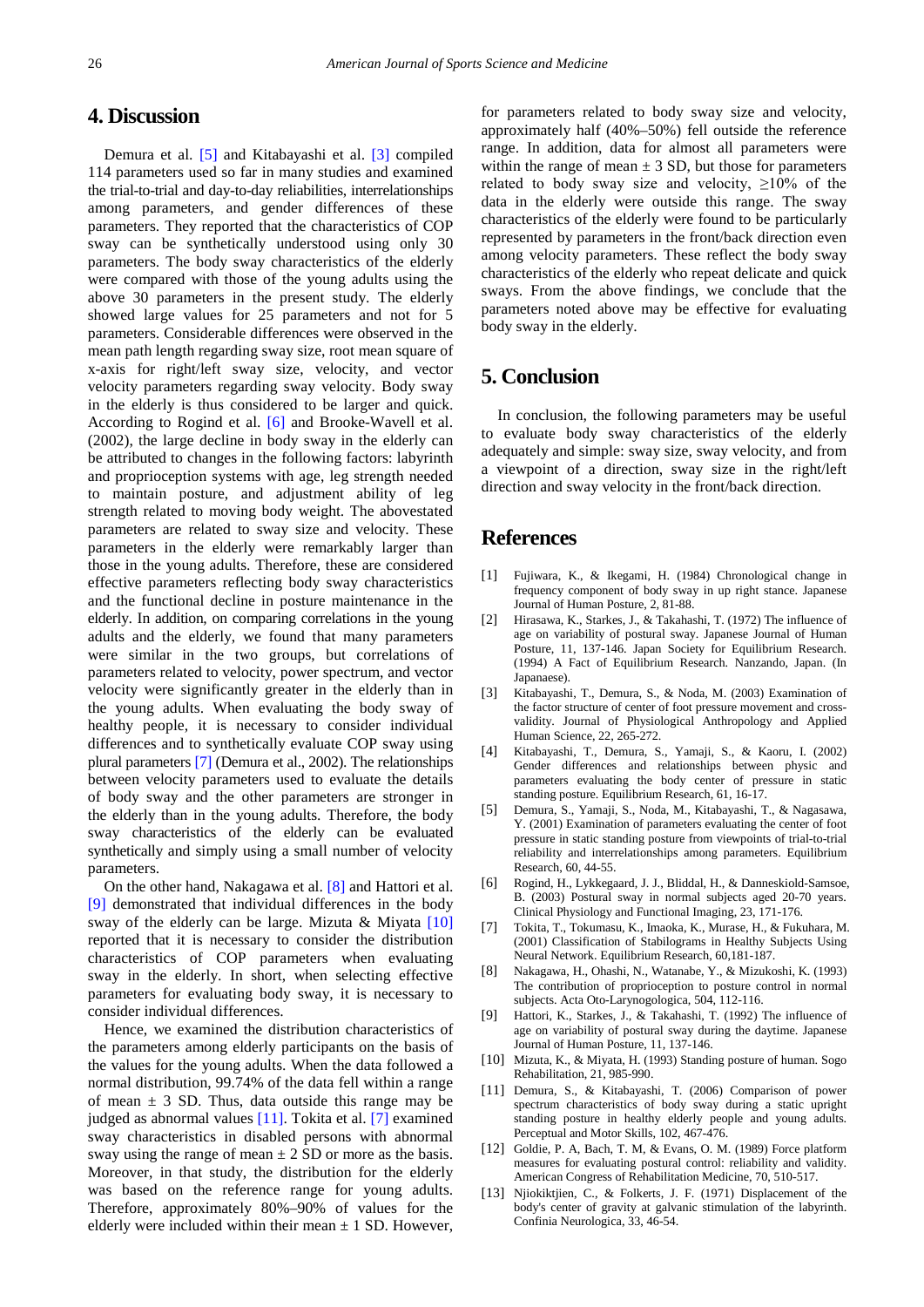## 4. Discussion

Demura et al. [5] and Kitabayashi et al. [3] compiled 114 parameters used so far in many studies and examined the trial-to-trial and day-to-day reliabilities, interrelationships among parameters, and gender differences of these parameters. They reported that the characteristics of COP sway can be synthetically understood using only 30 parameters. The body sway characteristics of the elderly were compared with those of the young adults using the above 30 parameters in the present study. The elderly showed large values for 25 parameters and not for 5 parameters. Considerable differences were observed in the mean path length regarding sway size, root mean square of x-axis for right/left sway size, velocity, and vector velocity parameters regarding sway velocity. Body sway in the elderly is thus considered to be larger and quick. According to Rogind et al. [6] and Brooke-Wavell et al. (2002), the large decline in body sway in the elderly can be attributed to changes in the following factors: labyrinth and proprioception systems with age, leg strength needed to maintain posture, and adjustment ability of leg strength related to moving body weight. The abovestated parameters are related to sway size and velocity. These parameters in the elderly were remarkably larger than those in the young adults. Therefore, these are considered effective parameters reflecting body sway characteristics and the functional decline in posture maintenance in the elderly. In addition, on comparing correlations in the young adults and the elderly, we found that many parameters were similar in the two groups, but correlations of parameters related to velocity, power spectrum, and vector velocity were significantly greater in the elderly than in the young adults. When evaluating the body sway of healthy people, it is necessary to consider individual differences and to synthetically evaluate COP sway using plural parameters [7] (Demura et al., 2002). The relationships between velocity parameters used to evaluate the details of body sway and the other parameters are stronger in the elderly than in the young adults. Therefore, the body sway characteristics of the elderly can be evaluated synthetically and simply using a small number of velocity parameters.

On the other hand, Nakagawa et al. [8] and Hattori et al. [9] demonstrated that individual differences in the body sway of the elderly can be large. Mizuta & Miyata [10] reported that it is necessary to consider the distribution characteristics of COP parameters when evaluating sway in the elderly. In short, when selecting effective parameters for evaluating body sway, it is necessary to consider individual differences.

Hence, we examined the distribution characteristics of the parameters among elderly participants on the basis of the values for the young adults. When the data followed a normal distribution, 99.74% of the data fell within a range of mean ± 3 SD. Thus, data outside this range may be judged as abnormal values [11]. Tokita et al. [7] examined sway characteristics in disabled persons with abnormal sway using the range of mean ± 2 SD or more as the basis. Moreover, in that study, the distribution for the elderly was based on the reference range for young adults. Therefore, approximately 80%–90% of values for the elderly were included within their mean ± 1 SD. However, for parameters related to body sway size and velocity, approximately half (40%–50%) fell outside the reference range. In addition, data for almost all parameters were within the range of mean ± 3 SD, but those for parameters related to body sway size and velocity, ≥10% of the data in the elderly were outside this range. The sway characteristics of the elderly were found to be particularly represented by parameters in the front/back direction even among velocity parameters. These reflect the body sway characteristics of the elderly who repeat delicate and quick sways. From the above findings, we conclude that the parameters noted above may be effective for evaluating body sway in the elderly.

## 5. Conclusion

In conclusion, the following parameters may be useful to evaluate body sway characteristics of the elderly adequately and simple: sway size, sway velocity, and from a viewpoint of a direction, sway size in the right/left direction and sway velocity in the front/back direction.

## References

[1] Fujiwara, K., & Ikegami, H. (1984) Chronological change in frequency component of body sway in up right stance. Japanese Journal of Human Posture, 2, 81-88.

[2] Hirasawa, K., Starkes, J., & Takahashi, T. (1972) The influence of age on variability of postural sway. Japanese Journal of Human Posture, 11, 137-146. Japan Society for Equilibrium Research. (1994) A Fact of Equilibrium Research. Nanzando, Japan. (In Japanaese).

[3] Kitabayashi, T., Demura, S., & Noda, M. (2003) Examination of the factor structure of center of foot pressure movement and cross-validity. Journal of Physiological Anthropology and Applied Human Science, 22, 265-272.

[4] Kitabayashi, T., Demura, S., Yamaji, S., & Kaoru, I. (2002) Gender differences and relationships between physic and parameters evaluating the body center of pressure in static standing posture. Equilibrium Research, 61, 16-17.

[5] Demura, S., Yamaji, S., Noda, M., Kitabayashi, T., & Nagasawa, Y. (2001) Examination of parameters evaluating the center of foot pressure in static standing posture from viewpoints of trial-to-trial reliability and interrelationships among parameters. Equilibrium Research, 60, 44-55.

[6] Rogind, H., Lykkegaard, J. J., Bliddal, H., & Danneskiold-Samsoe, B. (2003) Postural sway in normal subjects aged 20-70 years. Clinical Physiology and Functional Imaging, 23, 171-176.

[7] Tokita, T., Tokumasu, K., Imaoka, K., Murase, H., & Fukuhara, M. (2001) Classification of Stabilograms in Healthy Subjects Using Neural Network. Equilibrium Research, 60,181-187.

[8] Nakagawa, H., Ohashi, N., Watanabe, Y., & Mizukoshi, K. (1993) The contribution of proprioception to posture control in normal subjects. Acta Oto-Laryngologica, 504, 112-116.

[9] Hattori, K., Starkes, J., & Takahashi, T. (1992) The influence of age on variability of postural sway during the daytime. Japanese Journal of Human Posture, 11, 137-146.

[10] Mizuta, K., & Miyata, H. (1993) Standing posture of human. Sogo Rehabilitation, 21, 985-990.

[11] Demura, S., & Kitabayashi, T. (2006) Comparison of power spectrum characteristics of body sway during a static upright standing posture in healthy elderly people and young adults. Perceptual and Motor Skills, 102, 467-476.

[12] Goldie, P. A, Bach, T. M, & Evans, O. M. (1989) Force platform measures for evaluating postural control: reliability and validity. American Congress of Rehabilitation Medicine, 70, 510-517.

[13] Njiokiktjien, C., & Folkerts, J. F. (1971) Displacement of the body's center of gravity at galvanic stimulation of the labyrinth. Confinia Neurologica, 33, 46-54.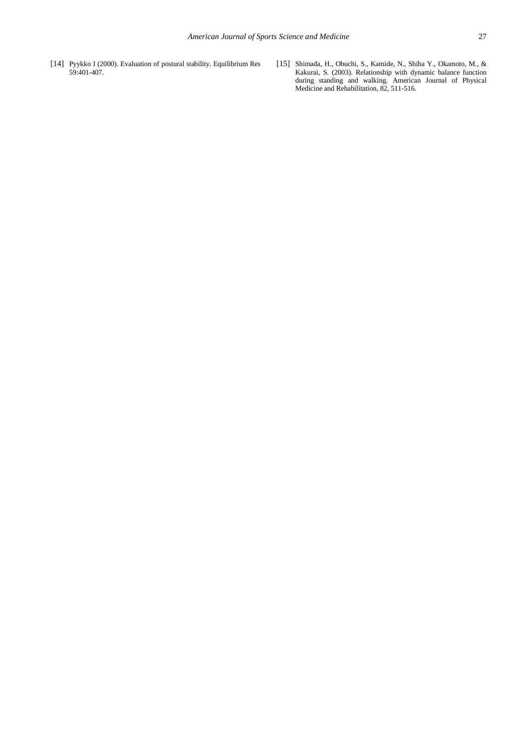[14] Pyykko I (2000). Evaluation of postural stability. Equilibrium Res 59:401-407.

[15] Shimada, H., Obuchi, S., Kamide, N., Shiba Y., Okamoto, M., & Kakurai, S. (2003). Relationship with dynamic balance function during standing and walking. American Journal of Physical Medicine and Rehabilitation, 82, 511-516.